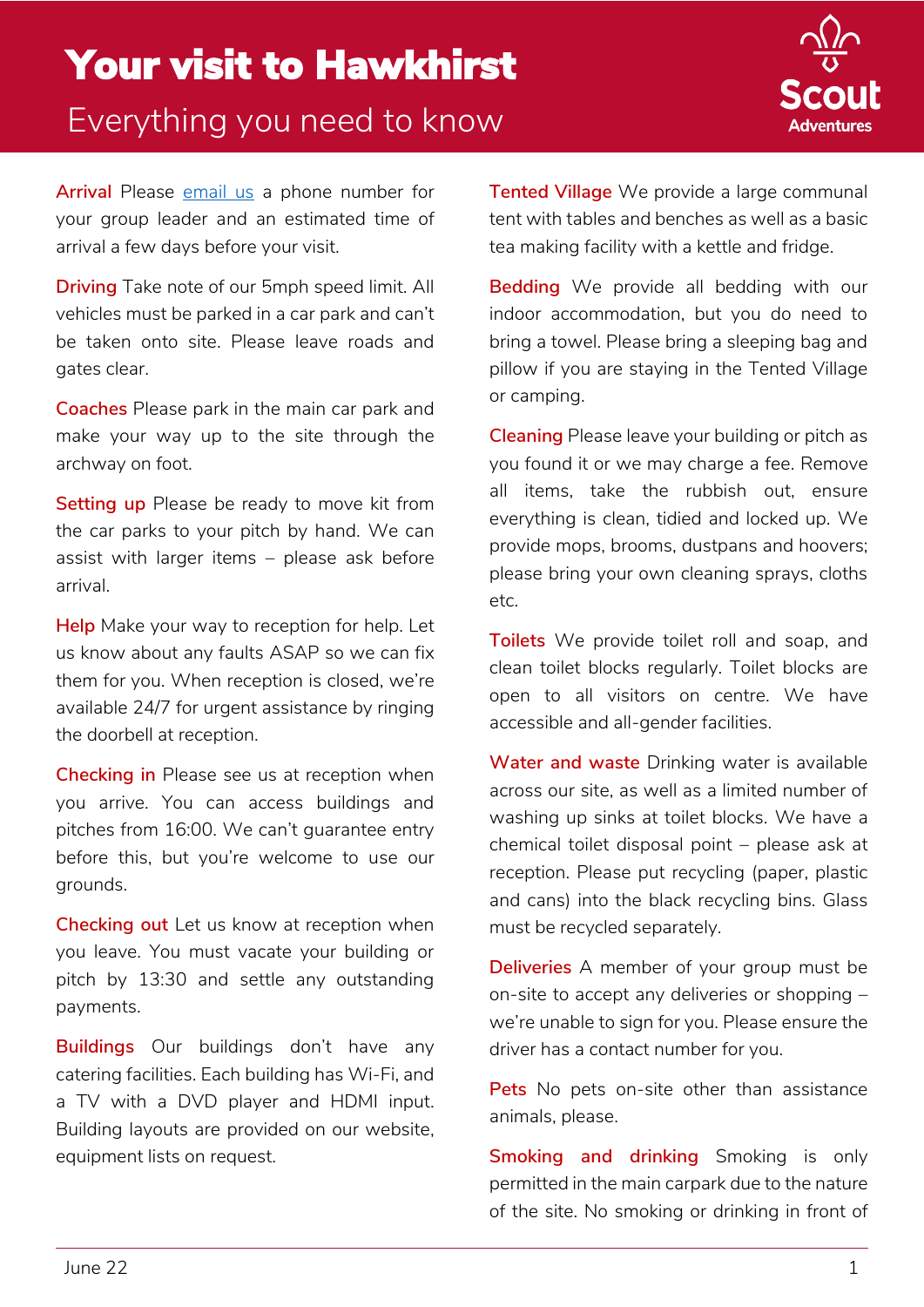# Your visit to Hawkhirst

## Everything you need to know

**Arrival** Please email us a phone number for your group leader and an estimated time of arrival a few days before your visit.

**Driving** Take note of our 5mph speed limit. All vehicles must be parked in a car park and can't be taken onto site. Please leave roads and gates clear.

**Coaches** Please park in the main car park and make your way up to the site through the archway on foot.

**Setting up** Please be ready to move kit from the car parks to your pitch by hand. We can assist with larger items – please ask before arrival.

**Help** Make your way to reception for help. Let us know about any faults ASAP so we can fix them for you. When reception is closed, we're available 24/7 for urgent assistance by ringing the doorbell at reception.

**Checking in** Please see us at reception when you arrive. You can access buildings and pitches from 16:00. We can't guarantee entry before this, but you're welcome to use our grounds.

**Checking out** Let us know at reception when you leave. You must vacate your building or pitch by 13:30 and settle any outstanding payments.

**Buildings** Our buildings don't have any catering facilities. Each building has Wi-Fi, and a TV with a DVD player and HDMI input. Building layouts are provided on our website, equipment lists on request.

**Tented Village** We provide a large communal tent with tables and benches as well as a basic tea making facility with a kettle and fridge.

**Bedding** We provide all bedding with our indoor accommodation, but you do need to bring a towel. Please bring a sleeping bag and pillow if you are staying in the Tented Village or camping.

**Cleaning** Please leave your building or pitch as you found it or we may charge a fee. Remove all items, take the rubbish out, ensure everything is clean, tidied and locked up. We provide mops, brooms, dustpans and hoovers; please bring your own cleaning sprays, cloths etc.

**Toilets** We provide toilet roll and soap, and clean toilet blocks regularly. Toilet blocks are open to all visitors on centre. We have accessible and all-gender facilities.

**Water and waste** Drinking water is available across our site, as well as a limited number of washing up sinks at toilet blocks. We have a chemical toilet disposal point – please ask at reception. Please put recycling (paper, plastic and cans) into the black recycling bins. Glass must be recycled separately.

**Deliveries** A member of your group must be on-site to accept any deliveries or shopping – we're unable to sign for you. Please ensure the driver has a contact number for you.

**Pets** No pets on-site other than assistance animals, please.

**Smoking and drinking** Smoking is only permitted in the main carpark due to the nature of the site. No smoking or drinking in front of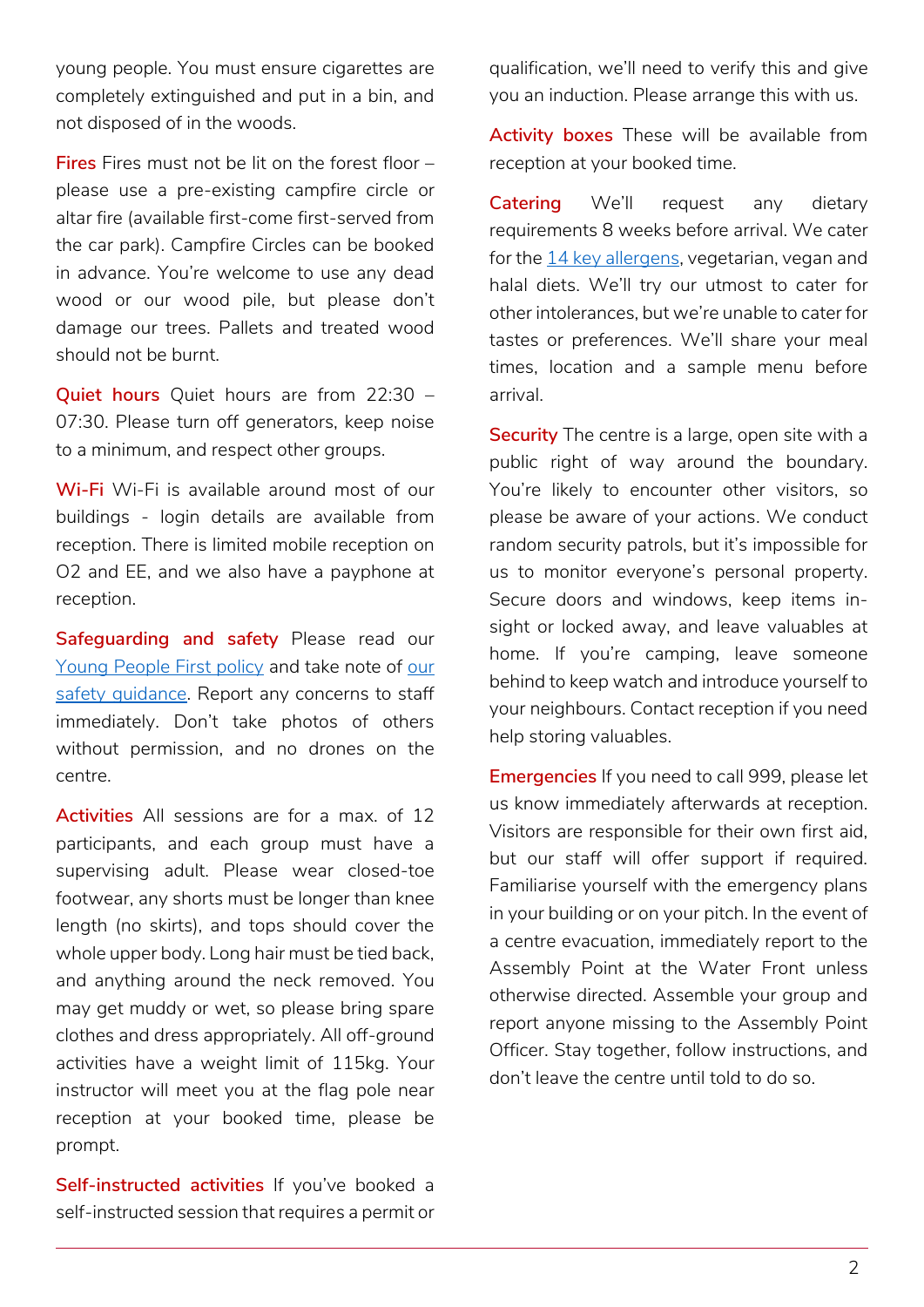young people. You must ensure cigarettes are completely extinguished and put in a bin, and not disposed of in the woods.

**Fires** Fires must not be lit on the forest floor – please use a pre-existing campfire circle or altar fire (available first-come first-served from the car park). Campfire Circles can be booked in advance. You're welcome to use any dead wood or our wood pile, but please don't damage our trees. Pallets and treated wood should not be burnt.

**Quiet hours** Quiet hours are from 22:30 – 07:30. Please turn off generators, keep noise to a minimum, and respect other groups.

**Wi-Fi** Wi-Fi is available around most of our buildings - login details are available from reception. There is limited mobile reception on O2 and EE, and we also have a payphone at reception.

**Safeguarding and safety** Please read our Young People First policy and take note of our safety guidance. Report any concerns to staff immediately. Don't take photos of others without permission, and no drones on the centre.

**Activities** All sessions are for a max. of 12 participants, and each group must have a supervising adult. Please wear closed-toe footwear, any shorts must be longer than knee length (no skirts), and tops should cover the whole upper body. Long hair must be tied back, and anything around the neck removed. You may get muddy or wet, so please bring spare clothes and dress appropriately. All off-ground activities have a weight limit of 115kg. Your instructor will meet you at the flag pole near reception at your booked time, please be prompt.

**Self-instructed activities** If you've booked a self-instructed session that requires a permit or qualification, we'll need to verify this and give you an induction. Please arrange this with us.

**Activity boxes** These will be available from reception at your booked time.

**Catering** We'll request any dietary requirements 8 weeks before arrival. We cater for the 14 key allergens, vegetarian, vegan and halal diets. We'll try our utmost to cater for other intolerances, but we're unable to cater for tastes or preferences. We'll share your meal times, location and a sample menu before arrival.

**Security** The centre is a large, open site with a public right of way around the boundary. You're likely to encounter other visitors, so please be aware of your actions. We conduct random security patrols, but it's impossible for us to monitor everyone's personal property. Secure doors and windows, keep items in-sight or locked away, and leave valuables at home. If you're camping, leave someone behind to keep watch and introduce yourself to your neighbours. Contact reception if you need help storing valuables.

**Emergencies** If you need to call 999, please let us know immediately afterwards at reception. Visitors are responsible for their own first aid, but our staff will offer support if required. Familiarise yourself with the emergency plans in your building or on your pitch. In the event of a centre evacuation, immediately report to the Assembly Point at the Water Front unless otherwise directed. Assemble your group and report anyone missing to the Assembly Point Officer. Stay together, follow instructions, and don't leave the centre until told to do so.